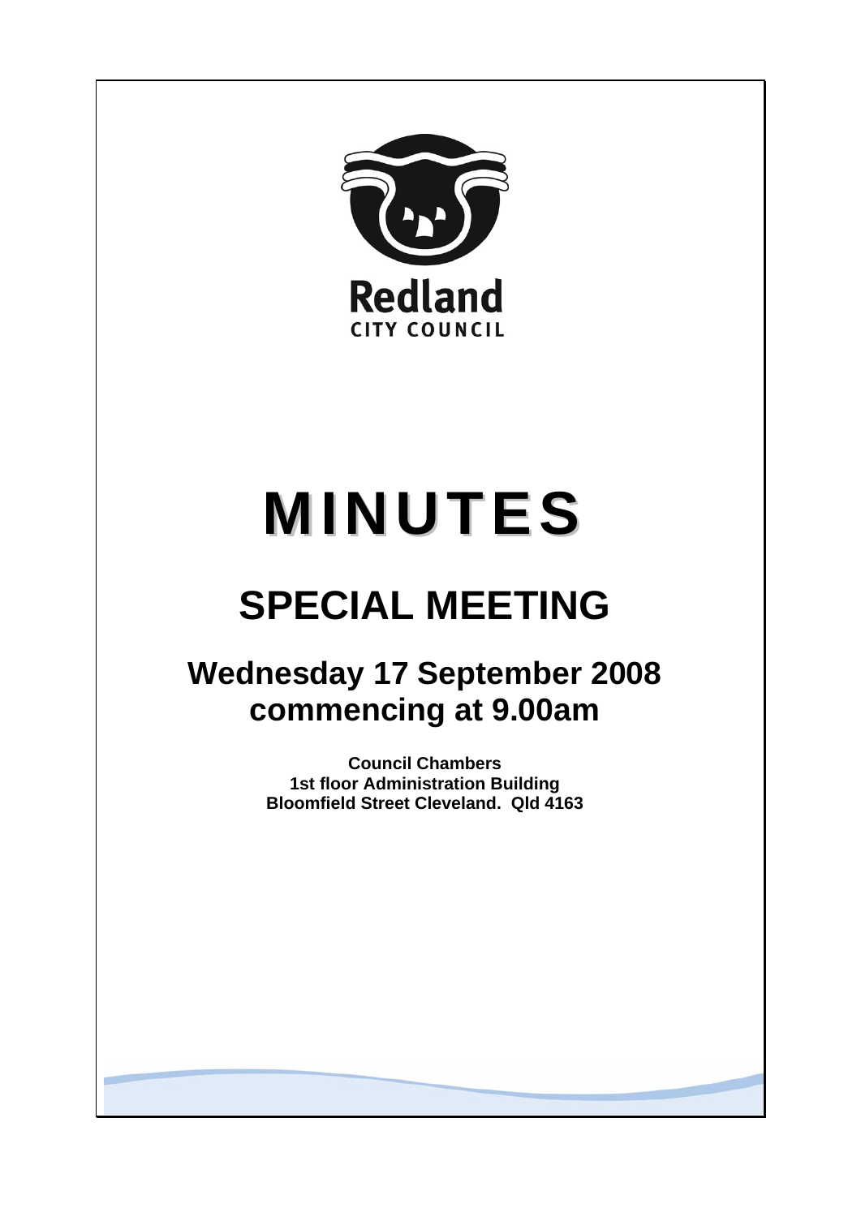Redland
CITY COUNCIL

# MINUTES

# SPECIAL MEETING

## Wednesday 17 September 2008 commencing at 9.00am

**Council Chambers**
**1st floor Administration Building**
**Bloomfield Street Cleveland. Qld 4163**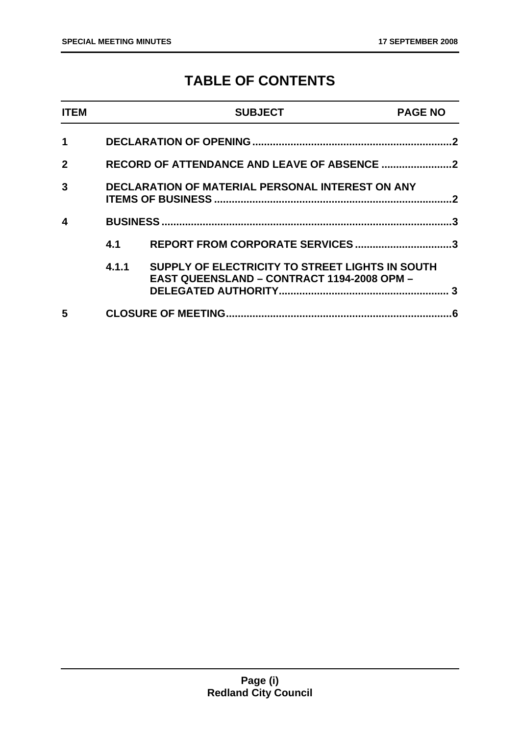# TABLE OF CONTENTS

| ITEM | | SUBJECT | PAGE NO |
|---|---|---|---|
| 1 | | DECLARATION OF OPENING | 2 |
| 2 | | RECORD OF ATTENDANCE AND LEAVE OF ABSENCE | 2 |
| 3 | | DECLARATION OF MATERIAL PERSONAL INTEREST ON ANY ITEMS OF BUSINESS | 2 |
| 4 | | BUSINESS | 3 |
| | 4.1 | REPORT FROM CORPORATE SERVICES | 3 |
| | 4.1.1 | SUPPLY OF ELECTRICITY TO STREET LIGHTS IN SOUTH EAST QUEENSLAND – CONTRACT 1194-2008 OPM – DELEGATED AUTHORITY | 3 |
| 5 | | CLOSURE OF MEETING | 6 |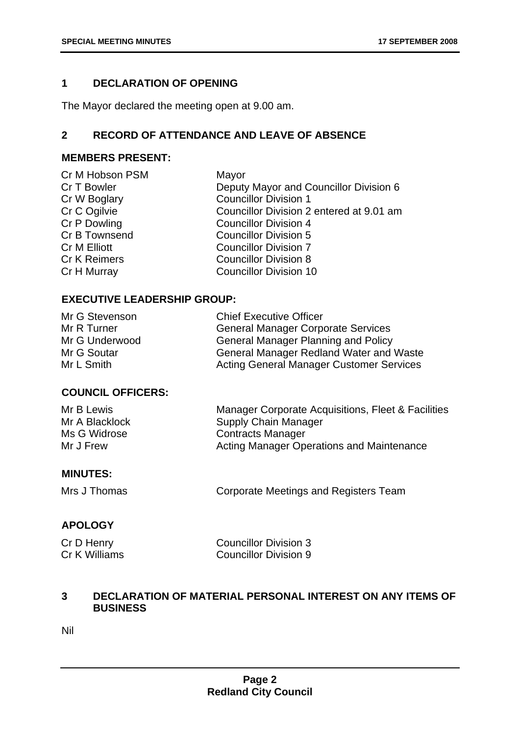## 1 DECLARATION OF OPENING

The Mayor declared the meeting open at 9.00 am.

## 2 RECORD OF ATTENDANCE AND LEAVE OF ABSENCE

### MEMBERS PRESENT:

| | |
|---|---|
| Cr M Hobson PSM | Mayor |
| Cr T Bowler | Deputy Mayor and Councillor Division 6 |
| Cr W Boglary | Councillor Division 1 |
| Cr C Ogilvie | Councillor Division 2 entered at 9.01 am |
| Cr P Dowling | Councillor Division 4 |
| Cr B Townsend | Councillor Division 5 |
| Cr M Elliott | Councillor Division 7 |
| Cr K Reimers | Councillor Division 8 |
| Cr H Murray | Councillor Division 10 |

### EXECUTIVE LEADERSHIP GROUP:

| | |
|---|---|
| Mr G Stevenson | Chief Executive Officer |
| Mr R Turner | General Manager Corporate Services |
| Mr G Underwood | General Manager Planning and Policy |
| Mr G Soutar | General Manager Redland Water and Waste |
| Mr L Smith | Acting General Manager Customer Services |

### COUNCIL OFFICERS:

| | |
|---|---|
| Mr B Lewis | Manager Corporate Acquisitions, Fleet & Facilities |
| Mr A Blacklock | Supply Chain Manager |
| Ms G Widrose | Contracts Manager |
| Mr J Frew | Acting Manager Operations and Maintenance |

### MINUTES:

| | |
|---|---|
| Mrs J Thomas | Corporate Meetings and Registers Team |

### APOLOGY

| | |
|---|---|
| Cr D Henry | Councillor Division 3 |
| Cr K Williams | Councillor Division 9 |

## 3 DECLARATION OF MATERIAL PERSONAL INTEREST ON ANY ITEMS OF BUSINESS

Nil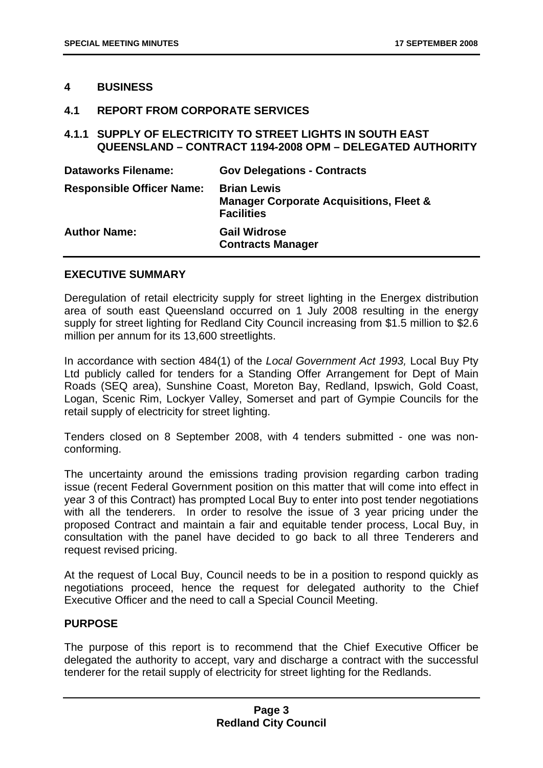## 4 BUSINESS

### 4.1 REPORT FROM CORPORATE SERVICES

#### 4.1.1 SUPPLY OF ELECTRICITY TO STREET LIGHTS IN SOUTH EAST QUEENSLAND – CONTRACT 1194-2008 OPM – DELEGATED AUTHORITY

| | |
|---|---|
| **Dataworks Filename:** | **Gov Delegations - Contracts** |
| **Responsible Officer Name:** | **Brian Lewis**<br>**Manager Corporate Acquisitions, Fleet & Facilities** |
| **Author Name:** | **Gail Widrose**<br>**Contracts Manager** |

**EXECUTIVE SUMMARY**

Deregulation of retail electricity supply for street lighting in the Energex distribution area of south east Queensland occurred on 1 July 2008 resulting in the energy supply for street lighting for Redland City Council increasing from $1.5 million to $2.6 million per annum for its 13,600 streetlights.

In accordance with section 484(1) of the *Local Government Act 1993,* Local Buy Pty Ltd publicly called for tenders for a Standing Offer Arrangement for Dept of Main Roads (SEQ area), Sunshine Coast, Moreton Bay, Redland, Ipswich, Gold Coast, Logan, Scenic Rim, Lockyer Valley, Somerset and part of Gympie Councils for the retail supply of electricity for street lighting.

Tenders closed on 8 September 2008, with 4 tenders submitted - one was non-conforming.

The uncertainty around the emissions trading provision regarding carbon trading issue (recent Federal Government position on this matter that will come into effect in year 3 of this Contract) has prompted Local Buy to enter into post tender negotiations with all the tenderers. In order to resolve the issue of 3 year pricing under the proposed Contract and maintain a fair and equitable tender process, Local Buy, in consultation with the panel have decided to go back to all three Tenderers and request revised pricing.

At the request of Local Buy, Council needs to be in a position to respond quickly as negotiations proceed, hence the request for delegated authority to the Chief Executive Officer and the need to call a Special Council Meeting.

**PURPOSE**

The purpose of this report is to recommend that the Chief Executive Officer be delegated the authority to accept, vary and discharge a contract with the successful tenderer for the retail supply of electricity for street lighting for the Redlands.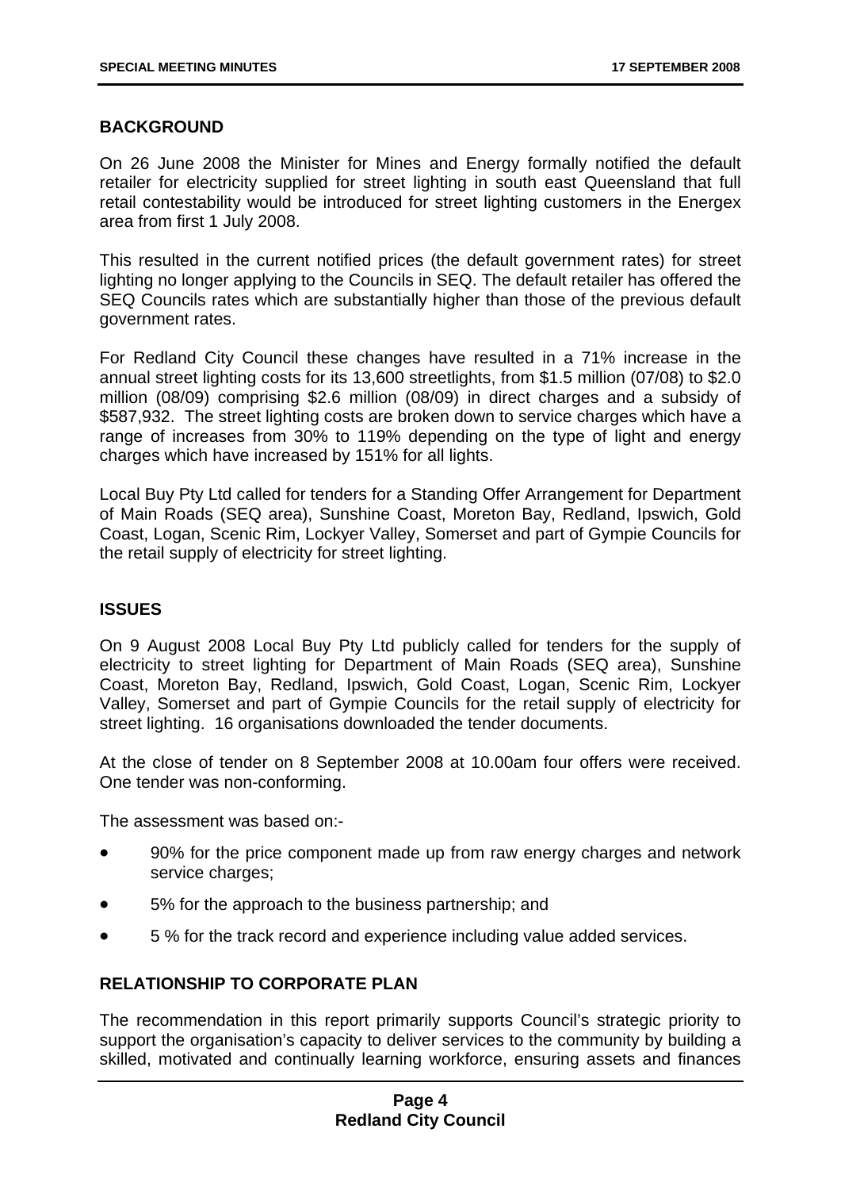## BACKGROUND

On 26 June 2008 the Minister for Mines and Energy formally notified the default retailer for electricity supplied for street lighting in south east Queensland that full retail contestability would be introduced for street lighting customers in the Energex area from first 1 July 2008.

This resulted in the current notified prices (the default government rates) for street lighting no longer applying to the Councils in SEQ. The default retailer has offered the SEQ Councils rates which are substantially higher than those of the previous default government rates.

For Redland City Council these changes have resulted in a 71% increase in the annual street lighting costs for its 13,600 streetlights, from $1.5 million (07/08) to $2.0 million (08/09) comprising $2.6 million (08/09) in direct charges and a subsidy of $587,932. The street lighting costs are broken down to service charges which have a range of increases from 30% to 119% depending on the type of light and energy charges which have increased by 151% for all lights.

Local Buy Pty Ltd called for tenders for a Standing Offer Arrangement for Department of Main Roads (SEQ area), Sunshine Coast, Moreton Bay, Redland, Ipswich, Gold Coast, Logan, Scenic Rim, Lockyer Valley, Somerset and part of Gympie Councils for the retail supply of electricity for street lighting.

## ISSUES

On 9 August 2008 Local Buy Pty Ltd publicly called for tenders for the supply of electricity to street lighting for Department of Main Roads (SEQ area), Sunshine Coast, Moreton Bay, Redland, Ipswich, Gold Coast, Logan, Scenic Rim, Lockyer Valley, Somerset and part of Gympie Councils for the retail supply of electricity for street lighting. 16 organisations downloaded the tender documents.

At the close of tender on 8 September 2008 at 10.00am four offers were received. One tender was non-conforming.

The assessment was based on:-

- 90% for the price component made up from raw energy charges and network service charges;
- 5% for the approach to the business partnership; and
- 5 % for the track record and experience including value added services.

## RELATIONSHIP TO CORPORATE PLAN

The recommendation in this report primarily supports Council's strategic priority to support the organisation's capacity to deliver services to the community by building a skilled, motivated and continually learning workforce, ensuring assets and finances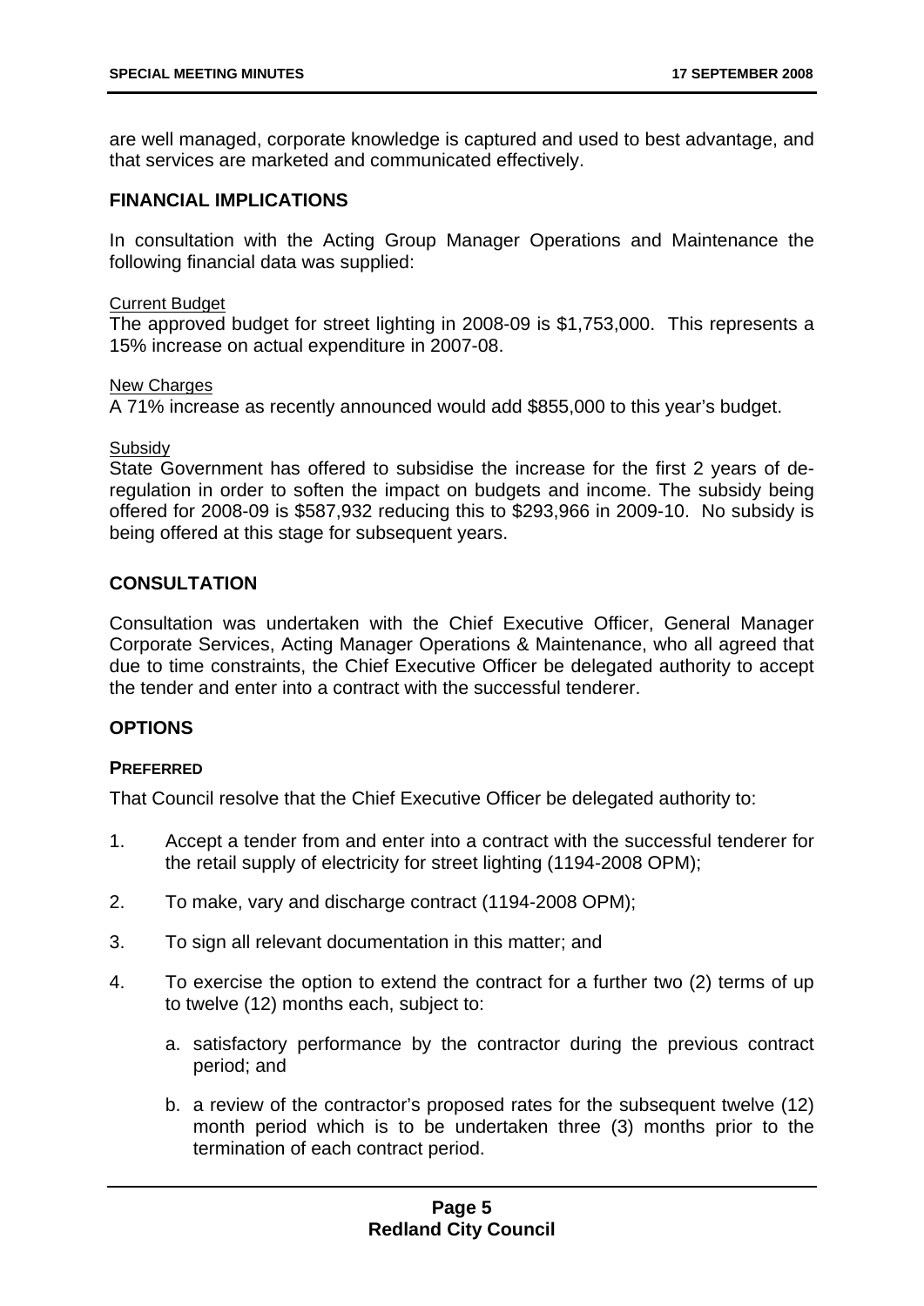are well managed, corporate knowledge is captured and used to best advantage, and that services are marketed and communicated effectively.

## FINANCIAL IMPLICATIONS

In consultation with the Acting Group Manager Operations and Maintenance the following financial data was supplied:

Current Budget
The approved budget for street lighting in 2008-09 is $1,753,000. This represents a 15% increase on actual expenditure in 2007-08.

New Charges
A 71% increase as recently announced would add $855,000 to this year's budget.

Subsidy
State Government has offered to subsidise the increase for the first 2 years of de-regulation in order to soften the impact on budgets and income. The subsidy being offered for 2008-09 is $587,932 reducing this to $293,966 in 2009-10. No subsidy is being offered at this stage for subsequent years.

## CONSULTATION

Consultation was undertaken with the Chief Executive Officer, General Manager Corporate Services, Acting Manager Operations & Maintenance, who all agreed that due to time constraints, the Chief Executive Officer be delegated authority to accept the tender and enter into a contract with the successful tenderer.

## OPTIONS

### PREFERRED

That Council resolve that the Chief Executive Officer be delegated authority to:

1. Accept a tender from and enter into a contract with the successful tenderer for the retail supply of electricity for street lighting (1194-2008 OPM);
2. To make, vary and discharge contract (1194-2008 OPM);
3. To sign all relevant documentation in this matter; and
4. To exercise the option to extend the contract for a further two (2) terms of up to twelve (12) months each, subject to:
   a. satisfactory performance by the contractor during the previous contract period; and
   b. a review of the contractor's proposed rates for the subsequent twelve (12) month period which is to be undertaken three (3) months prior to the termination of each contract period.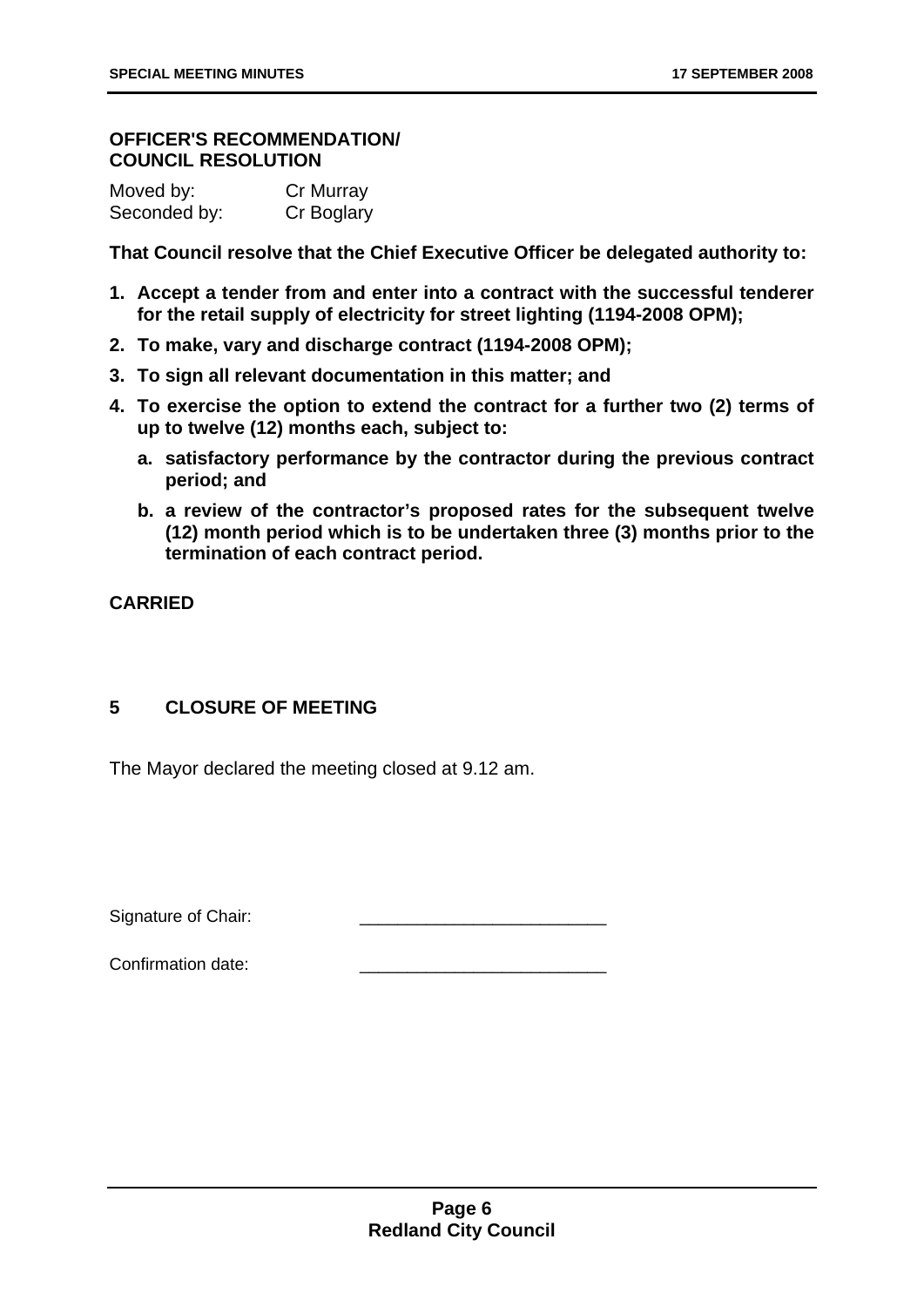**OFFICER'S RECOMMENDATION/
COUNCIL RESOLUTION**

Moved by: Cr Murray
Seconded by: Cr Boglary

**That Council resolve that the Chief Executive Officer be delegated authority to:**

1. **Accept a tender from and enter into a contract with the successful tenderer for the retail supply of electricity for street lighting (1194-2008 OPM);**
2. **To make, vary and discharge contract (1194-2008 OPM);**
3. **To sign all relevant documentation in this matter; and**
4. **To exercise the option to extend the contract for a further two (2) terms of up to twelve (12) months each, subject to:**
   a. **satisfactory performance by the contractor during the previous contract period; and**
   b. **a review of the contractor's proposed rates for the subsequent twelve (12) month period which is to be undertaken three (3) months prior to the termination of each contract period.**

**CARRIED**

## 5 CLOSURE OF MEETING

The Mayor declared the meeting closed at 9.12 am.

Signature of Chair: ______________________

Confirmation date: ______________________